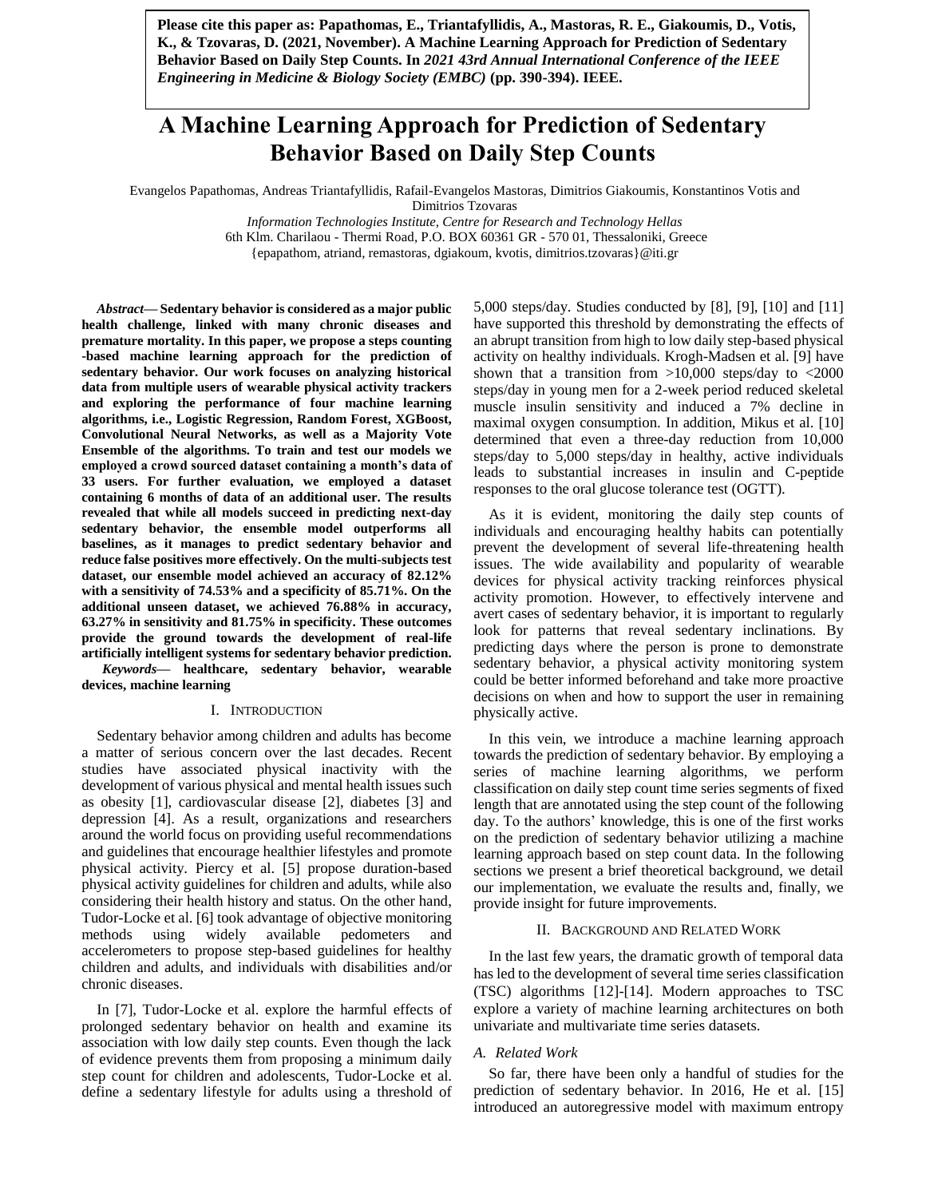**Please cite this paper as: Papathomas, E., Triantafyllidis, A., Mastoras, R. E., Giakoumis, D., Votis, K., & Tzovaras, D. (2021, November). A Machine Learning Approach for Prediction of Sedentary Behavior Based on Daily Step Counts. In *2021 43rd Annual International Conference of the IEEE Engineering in Medicine & Biology Society (EMBC)* (pp. 390-394). IEEE.**

# A Machine Learning Approach for Prediction of Sedentary Behavior Based on Daily Step Counts

Evangelos Papathomas, Andreas Triantafyllidis, Rafail-Evangelos Mastoras, Dimitrios Giakoumis, Konstantinos Votis and Dimitrios Tzovaras

*Information Technologies Institute, Centre for Research and Technology Hellas*
6th Klm. Charilaou - Thermi Road, P.O. BOX 60361 GR - 570 01, Thessaloniki, Greece
{epapathom, atriand, remastoras, dgiakoum, kvotis, dimitrios.tzovaras}@iti.gr

***Abstract*— Sedentary behavior is considered as a major public health challenge, linked with many chronic diseases and premature mortality. In this paper, we propose a steps counting -based machine learning approach for the prediction of sedentary behavior. Our work focuses on analyzing historical data from multiple users of wearable physical activity trackers and exploring the performance of four machine learning algorithms, i.e., Logistic Regression, Random Forest, XGBoost, Convolutional Neural Networks, as well as a Majority Vote Ensemble of the algorithms. To train and test our models we employed a crowd sourced dataset containing a month's data of 33 users. For further evaluation, we employed a dataset containing 6 months of data of an additional user. The results revealed that while all models succeed in predicting next-day sedentary behavior, the ensemble model outperforms all baselines, as it manages to predict sedentary behavior and reduce false positives more effectively. On the multi-subjects test dataset, our ensemble model achieved an accuracy of 82.12% with a sensitivity of 74.53% and a specificity of 85.71%. On the additional unseen dataset, we achieved 76.88% in accuracy, 63.27% in sensitivity and 81.75% in specificity. These outcomes provide the ground towards the development of real-life artificially intelligent systems for sedentary behavior prediction.**

***Keywords*— healthcare, sedentary behavior, wearable devices, machine learning**

## I. Introduction

Sedentary behavior among children and adults has become a matter of serious concern over the last decades. Recent studies have associated physical inactivity with the development of various physical and mental health issues such as obesity [1], cardiovascular disease [2], diabetes [3] and depression [4]. As a result, organizations and researchers around the world focus on providing useful recommendations and guidelines that encourage healthier lifestyles and promote physical activity. Piercy et al. [5] propose duration-based physical activity guidelines for children and adults, while also considering their health history and status. On the other hand, Tudor-Locke et al. [6] took advantage of objective monitoring methods using widely available pedometers and accelerometers to propose step-based guidelines for healthy children and adults, and individuals with disabilities and/or chronic diseases.

In [7], Tudor-Locke et al. explore the harmful effects of prolonged sedentary behavior on health and examine its association with low daily step counts. Even though the lack of evidence prevents them from proposing a minimum daily step count for children and adolescents, Tudor-Locke et al. define a sedentary lifestyle for adults using a threshold of 5,000 steps/day. Studies conducted by [8], [9], [10] and [11] have supported this threshold by demonstrating the effects of an abrupt transition from high to low daily step-based physical activity on healthy individuals. Krogh-Madsen et al. [9] have shown that a transition from >10,000 steps/day to <2000 steps/day in young men for a 2-week period reduced skeletal muscle insulin sensitivity and induced a 7% decline in maximal oxygen consumption. In addition, Mikus et al. [10] determined that even a three-day reduction from 10,000 steps/day to 5,000 steps/day in healthy, active individuals leads to substantial increases in insulin and C-peptide responses to the oral glucose tolerance test (OGTT).

As it is evident, monitoring the daily step counts of individuals and encouraging healthy habits can potentially prevent the development of several life-threatening health issues. The wide availability and popularity of wearable devices for physical activity tracking reinforces physical activity promotion. However, to effectively intervene and avert cases of sedentary behavior, it is important to regularly look for patterns that reveal sedentary inclinations. By predicting days where the person is prone to demonstrate sedentary behavior, a physical activity monitoring system could be better informed beforehand and take more proactive decisions on when and how to support the user in remaining physically active.

In this vein, we introduce a machine learning approach towards the prediction of sedentary behavior. By employing a series of machine learning algorithms, we perform classification on daily step count time series segments of fixed length that are annotated using the step count of the following day. To the authors' knowledge, this is one of the first works on the prediction of sedentary behavior utilizing a machine learning approach based on step count data. In the following sections we present a brief theoretical background, we detail our implementation, we evaluate the results and, finally, we provide insight for future improvements.

## II. Background and Related Work

In the last few years, the dramatic growth of temporal data has led to the development of several time series classification (TSC) algorithms [12]-[14]. Modern approaches to TSC explore a variety of machine learning architectures on both univariate and multivariate time series datasets.

### *A. Related Work*

So far, there have been only a handful of studies for the prediction of sedentary behavior. In 2016, He et al. [15] introduced an autoregressive model with maximum entropy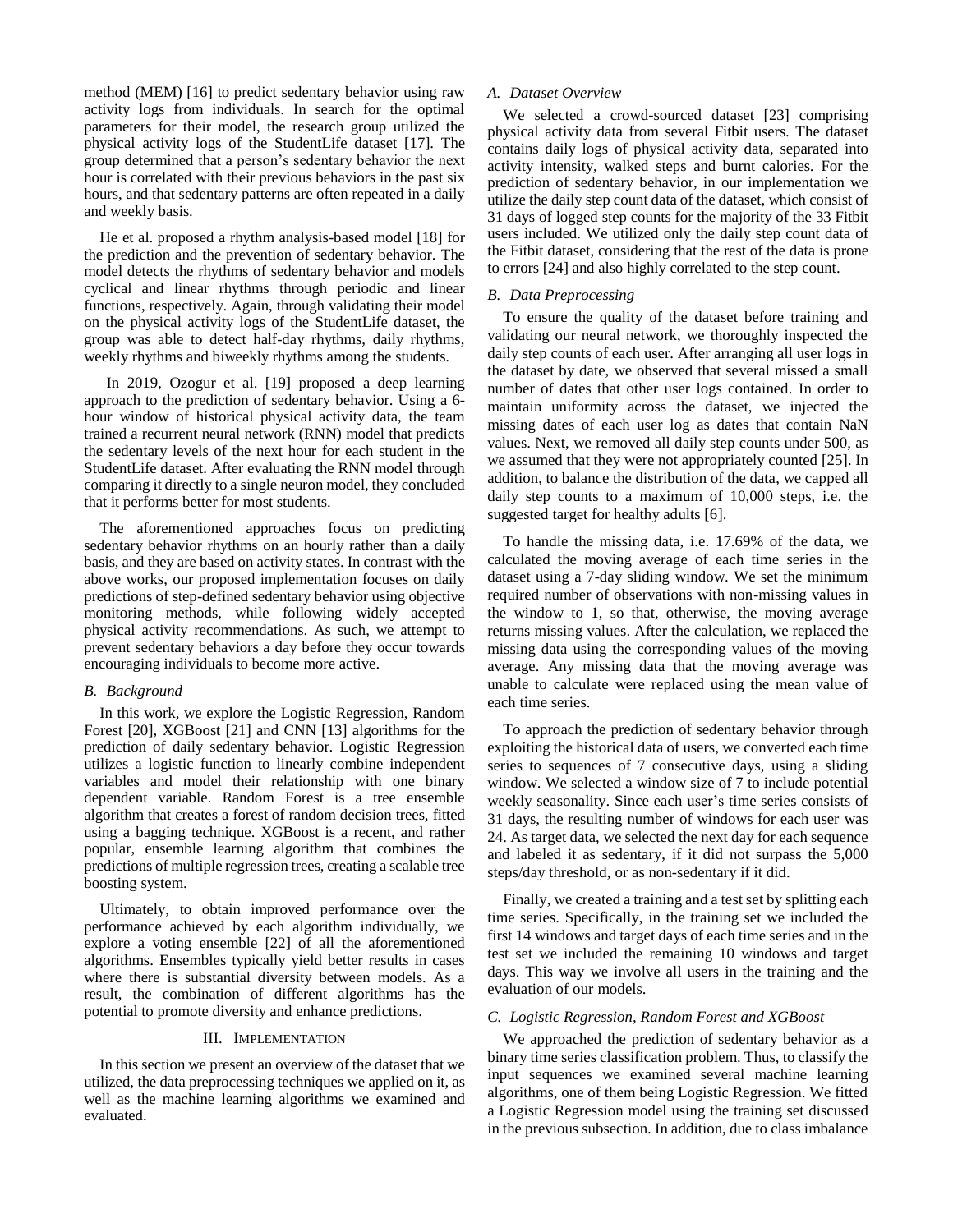method (MEM) [16] to predict sedentary behavior using raw activity logs from individuals. In search for the optimal parameters for their model, the research group utilized the physical activity logs of the StudentLife dataset [17]. The group determined that a person's sedentary behavior the next hour is correlated with their previous behaviors in the past six hours, and that sedentary patterns are often repeated in a daily and weekly basis.

He et al. proposed a rhythm analysis-based model [18] for the prediction and the prevention of sedentary behavior. The model detects the rhythms of sedentary behavior and models cyclical and linear rhythms through periodic and linear functions, respectively. Again, through validating their model on the physical activity logs of the StudentLife dataset, the group was able to detect half-day rhythms, daily rhythms, weekly rhythms and biweekly rhythms among the students.

In 2019, Ozogur et al. [19] proposed a deep learning approach to the prediction of sedentary behavior. Using a 6-hour window of historical physical activity data, the team trained a recurrent neural network (RNN) model that predicts the sedentary levels of the next hour for each student in the StudentLife dataset. After evaluating the RNN model through comparing it directly to a single neuron model, they concluded that it performs better for most students.

The aforementioned approaches focus on predicting sedentary behavior rhythms on an hourly rather than a daily basis, and they are based on activity states. In contrast with the above works, our proposed implementation focuses on daily predictions of step-defined sedentary behavior using objective monitoring methods, while following widely accepted physical activity recommendations. As such, we attempt to prevent sedentary behaviors a day before they occur towards encouraging individuals to become more active.

### *B. Background*

In this work, we explore the Logistic Regression, Random Forest [20], XGBoost [21] and CNN [13] algorithms for the prediction of daily sedentary behavior. Logistic Regression utilizes a logistic function to linearly combine independent variables and model their relationship with one binary dependent variable. Random Forest is a tree ensemble algorithm that creates a forest of random decision trees, fitted using a bagging technique. XGBoost is a recent, and rather popular, ensemble learning algorithm that combines the predictions of multiple regression trees, creating a scalable tree boosting system.

Ultimately, to obtain improved performance over the performance achieved by each algorithm individually, we explore a voting ensemble [22] of all the aforementioned algorithms. Ensembles typically yield better results in cases where there is substantial diversity between models. As a result, the combination of different algorithms has the potential to promote diversity and enhance predictions.

## III. Implementation

In this section we present an overview of the dataset that we utilized, the data preprocessing techniques we applied on it, as well as the machine learning algorithms we examined and evaluated.

### *A. Dataset Overview*

We selected a crowd-sourced dataset [23] comprising physical activity data from several Fitbit users. The dataset contains daily logs of physical activity data, separated into activity intensity, walked steps and burnt calories. For the prediction of sedentary behavior, in our implementation we utilize the daily step count data of the dataset, which consist of 31 days of logged step counts for the majority of the 33 Fitbit users included. We utilized only the daily step count data of the Fitbit dataset, considering that the rest of the data is prone to errors [24] and also highly correlated to the step count.

### *B. Data Preprocessing*

To ensure the quality of the dataset before training and validating our neural network, we thoroughly inspected the daily step counts of each user. After arranging all user logs in the dataset by date, we observed that several missed a small number of dates that other user logs contained. In order to maintain uniformity across the dataset, we injected the missing dates of each user log as dates that contain NaN values. Next, we removed all daily step counts under 500, as we assumed that they were not appropriately counted [25]. In addition, to balance the distribution of the data, we capped all daily step counts to a maximum of 10,000 steps, i.e. the suggested target for healthy adults [6].

To handle the missing data, i.e. 17.69% of the data, we calculated the moving average of each time series in the dataset using a 7-day sliding window. We set the minimum required number of observations with non-missing values in the window to 1, so that, otherwise, the moving average returns missing values. After the calculation, we replaced the missing data using the corresponding values of the moving average. Any missing data that the moving average was unable to calculate were replaced using the mean value of each time series.

To approach the prediction of sedentary behavior through exploiting the historical data of users, we converted each time series to sequences of 7 consecutive days, using a sliding window. We selected a window size of 7 to include potential weekly seasonality. Since each user's time series consists of 31 days, the resulting number of windows for each user was 24. As target data, we selected the next day for each sequence and labeled it as sedentary, if it did not surpass the 5,000 steps/day threshold, or as non-sedentary if it did.

Finally, we created a training and a test set by splitting each time series. Specifically, in the training set we included the first 14 windows and target days of each time series and in the test set we included the remaining 10 windows and target days. This way we involve all users in the training and the evaluation of our models.

### *C. Logistic Regression, Random Forest and XGBoost*

We approached the prediction of sedentary behavior as a binary time series classification problem. Thus, to classify the input sequences we examined several machine learning algorithms, one of them being Logistic Regression. We fitted a Logistic Regression model using the training set discussed in the previous subsection. In addition, due to class imbalance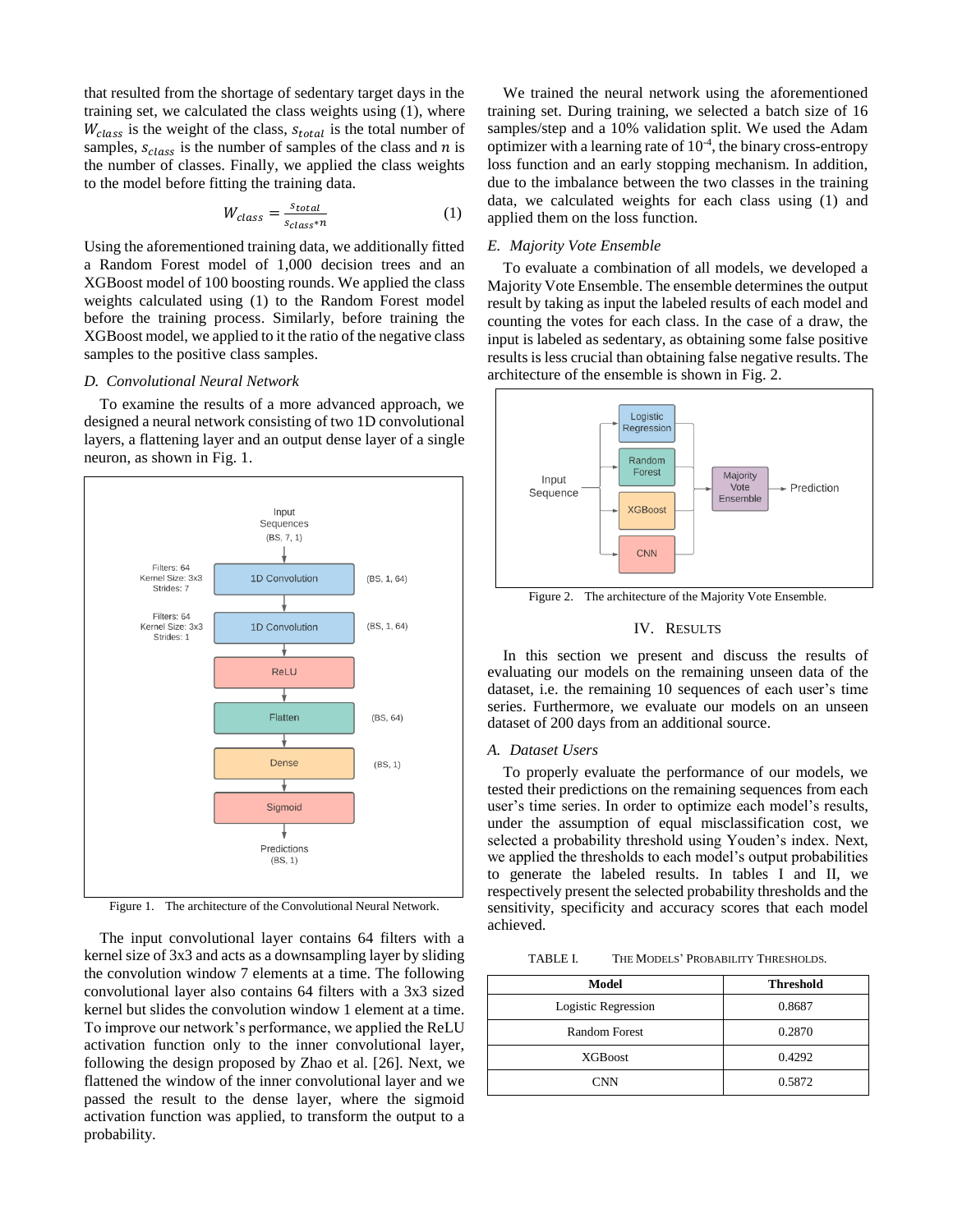that resulted from the shortage of sedentary target days in the training set, we calculated the class weights using (1), where $W_{class}$ is the weight of the class, $s_{total}$ is the total number of samples, $s_{class}$ is the number of samples of the class and $n$ is the number of classes. Finally, we applied the class weights to the model before fitting the training data.

$$W_{class} = \frac{s_{total}}{s_{class} * n} \quad (1)$$

Using the aforementioned training data, we additionally fitted a Random Forest model of 1,000 decision trees and an XGBoost model of 100 boosting rounds. We applied the class weights calculated using (1) to the Random Forest model before the training process. Similarly, before training the XGBoost model, we applied to it the ratio of the negative class samples to the positive class samples.

### *D. Convolutional Neural Network*

To examine the results of a more advanced approach, we designed a neural network consisting of two 1D convolutional layers, a flattening layer and an output dense layer of a single neuron, as shown in Fig. 1.

Figure 1. The architecture of the Convolutional Neural Network.

The input convolutional layer contains 64 filters with a kernel size of 3x3 and acts as a downsampling layer by sliding the convolution window 7 elements at a time. The following convolutional layer also contains 64 filters with a 3x3 sized kernel but slides the convolution window 1 element at a time. To improve our network's performance, we applied the ReLU activation function only to the inner convolutional layer, following the design proposed by Zhao et al. [26]. Next, we flattened the window of the inner convolutional layer and we passed the result to the dense layer, where the sigmoid activation function was applied, to transform the output to a probability.

We trained the neural network using the aforementioned training set. During training, we selected a batch size of 16 samples/step and a 10% validation split. We used the Adam optimizer with a learning rate of $10^{-4}$, the binary cross-entropy loss function and an early stopping mechanism. In addition, due to the imbalance between the two classes in the training data, we calculated weights for each class using (1) and applied them on the loss function.

### *E. Majority Vote Ensemble*

To evaluate a combination of all models, we developed a Majority Vote Ensemble. The ensemble determines the output result by taking as input the labeled results of each model and counting the votes for each class. In the case of a draw, the input is labeled as sedentary, as obtaining some false positive results is less crucial than obtaining false negative results. The architecture of the ensemble is shown in Fig. 2.

Figure 2. The architecture of the Majority Vote Ensemble.

## IV. Results

In this section we present and discuss the results of evaluating our models on the remaining unseen data of the dataset, i.e. the remaining 10 sequences of each user's time series. Furthermore, we evaluate our models on an unseen dataset of 200 days from an additional source.

### *A. Dataset Users*

To properly evaluate the performance of our models, we tested their predictions on the remaining sequences from each user's time series. In order to optimize each model's results, under the assumption of equal misclassification cost, we selected a probability threshold using Youden's index. Next, we applied the thresholds to each model's output probabilities to generate the labeled results. In tables I and II, we respectively present the selected probability thresholds and the sensitivity, specificity and accuracy scores that each model achieved.

TABLE I. The Models' Probability Thresholds.

| Model | Threshold |
|---|---|
| Logistic Regression | 0.8687 |
| Random Forest | 0.2870 |
| XGBoost | 0.4292 |
| CNN | 0.5872 |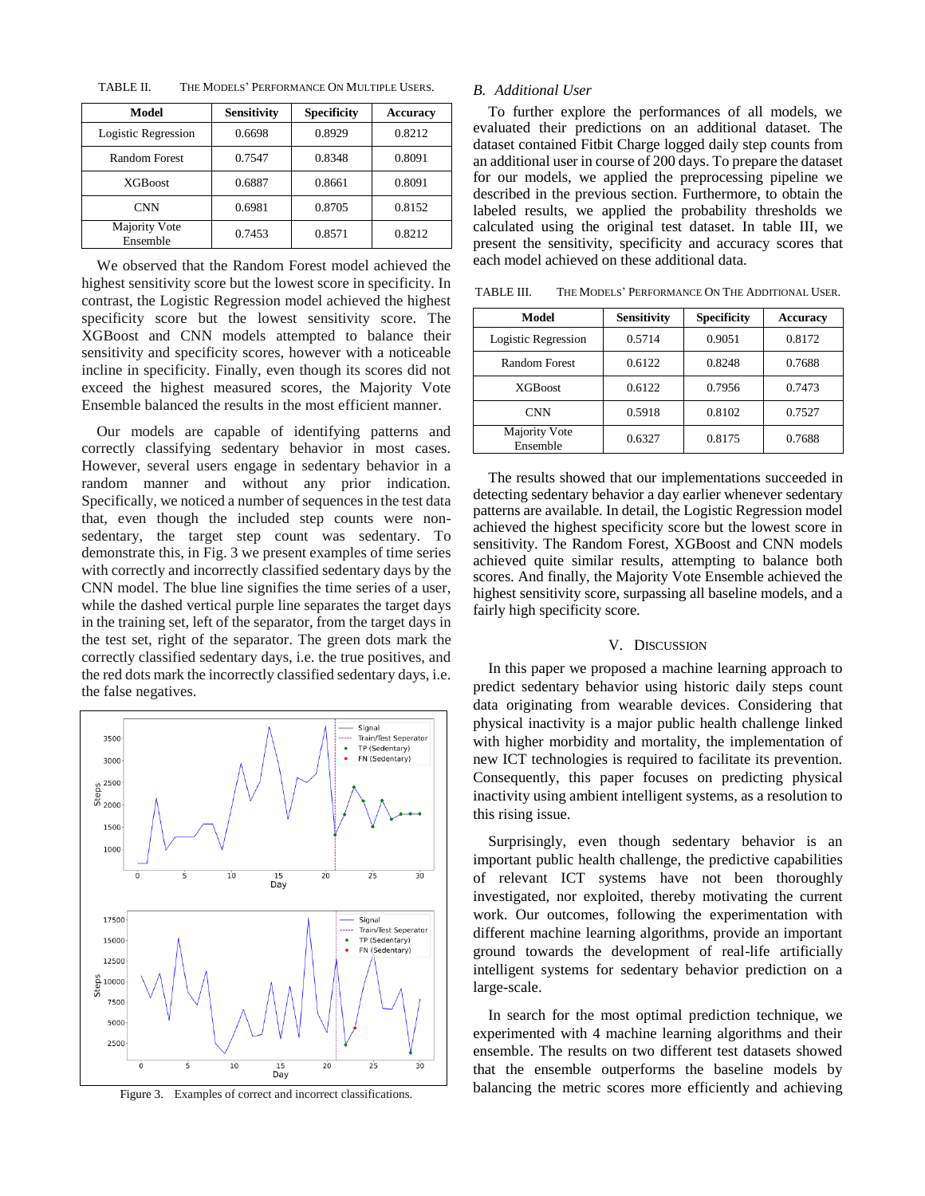TABLE II. THE MODELS' PERFORMANCE ON MULTIPLE USERS.

| Model | Sensitivity | Specificity | Accuracy |
|---|---|---|---|
| Logistic Regression | 0.6698 | 0.8929 | 0.8212 |
| Random Forest | 0.7547 | 0.8348 | 0.8091 |
| XGBoost | 0.6887 | 0.8661 | 0.8091 |
| CNN | 0.6981 | 0.8705 | 0.8152 |
| Majority Vote Ensemble | 0.7453 | 0.8571 | 0.8212 |

We observed that the Random Forest model achieved the highest sensitivity score but the lowest score in specificity. In contrast, the Logistic Regression model achieved the highest specificity score but the lowest sensitivity score. The XGBoost and CNN models attempted to balance their sensitivity and specificity scores, however with a noticeable incline in specificity. Finally, even though its scores did not exceed the highest measured scores, the Majority Vote Ensemble balanced the results in the most efficient manner.

Our models are capable of identifying patterns and correctly classifying sedentary behavior in most cases. However, several users engage in sedentary behavior in a random manner and without any prior indication. Specifically, we noticed a number of sequences in the test data that, even though the included step counts were non-sedentary, the target step count was sedentary. To demonstrate this, in Fig. 3 we present examples of time series with correctly and incorrectly classified sedentary days by the CNN model. The blue line signifies the time series of a user, while the dashed vertical purple line separates the target days in the training set, left of the separator, from the target days in the test set, right of the separator. The green dots mark the correctly classified sedentary days, i.e. the true positives, and the red dots mark the incorrectly classified sedentary days, i.e. the false negatives.

Figure 3. Examples of correct and incorrect classifications.

### B. Additional User

To further explore the performances of all models, we evaluated their predictions on an additional dataset. The dataset contained Fitbit Charge logged daily step counts from an additional user in course of 200 days. To prepare the dataset for our models, we applied the preprocessing pipeline we described in the previous section. Furthermore, to obtain the labeled results, we applied the probability thresholds we calculated using the original test dataset. In table III, we present the sensitivity, specificity and accuracy scores that each model achieved on these additional data.

TABLE III. THE MODELS' PERFORMANCE ON THE ADDITIONAL USER.

| Model | Sensitivity | Specificity | Accuracy |
|---|---|---|---|
| Logistic Regression | 0.5714 | 0.9051 | 0.8172 |
| Random Forest | 0.6122 | 0.8248 | 0.7688 |
| XGBoost | 0.6122 | 0.7956 | 0.7473 |
| CNN | 0.5918 | 0.8102 | 0.7527 |
| Majority Vote Ensemble | 0.6327 | 0.8175 | 0.7688 |

The results showed that our implementations succeeded in detecting sedentary behavior a day earlier whenever sedentary patterns are available. In detail, the Logistic Regression model achieved the highest specificity score but the lowest score in sensitivity. The Random Forest, XGBoost and CNN models achieved quite similar results, attempting to balance both scores. And finally, the Majority Vote Ensemble achieved the highest sensitivity score, surpassing all baseline models, and a fairly high specificity score.

## V. DISCUSSION

In this paper we proposed a machine learning approach to predict sedentary behavior using historic daily steps count data originating from wearable devices. Considering that physical inactivity is a major public health challenge linked with higher morbidity and mortality, the implementation of new ICT technologies is required to facilitate its prevention. Consequently, this paper focuses on predicting physical inactivity using ambient intelligent systems, as a resolution to this rising issue.

Surprisingly, even though sedentary behavior is an important public health challenge, the predictive capabilities of relevant ICT systems have not been thoroughly investigated, nor exploited, thereby motivating the current work. Our outcomes, following the experimentation with different machine learning algorithms, provide an important ground towards the development of real-life artificially intelligent systems for sedentary behavior prediction on a large-scale.

In search for the most optimal prediction technique, we experimented with 4 machine learning algorithms and their ensemble. The results on two different test datasets showed that the ensemble outperforms the baseline models by balancing the metric scores more efficiently and achieving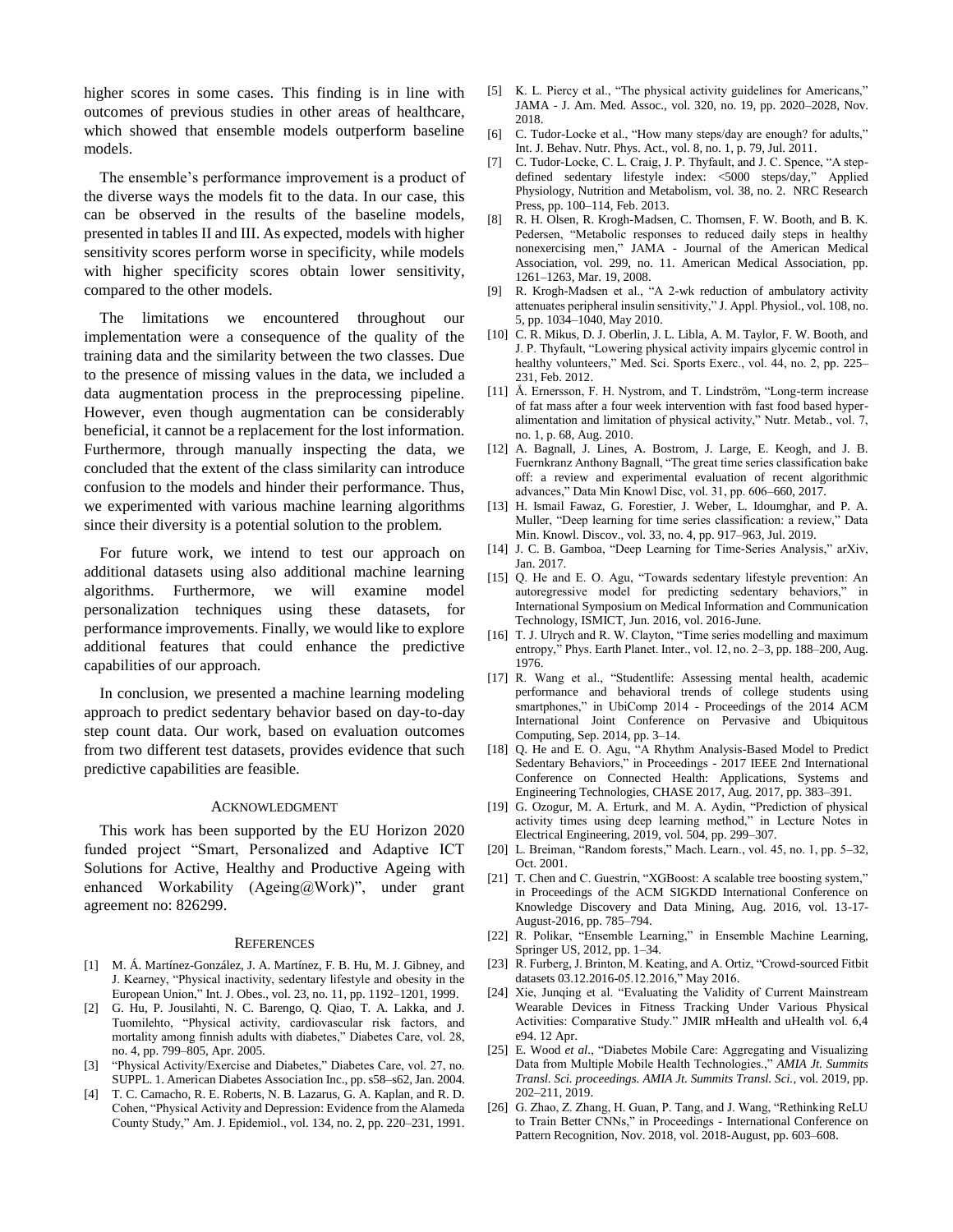higher scores in some cases. This finding is in line with outcomes of previous studies in other areas of healthcare, which showed that ensemble models outperform baseline models.

The ensemble's performance improvement is a product of the diverse ways the models fit to the data. In our case, this can be observed in the results of the baseline models, presented in tables II and III. As expected, models with higher sensitivity scores perform worse in specificity, while models with higher specificity scores obtain lower sensitivity, compared to the other models.

The limitations we encountered throughout our implementation were a consequence of the quality of the training data and the similarity between the two classes. Due to the presence of missing values in the data, we included a data augmentation process in the preprocessing pipeline. However, even though augmentation can be considerably beneficial, it cannot be a replacement for the lost information. Furthermore, through manually inspecting the data, we concluded that the extent of the class similarity can introduce confusion to the models and hinder their performance. Thus, we experimented with various machine learning algorithms since their diversity is a potential solution to the problem.

For future work, we intend to test our approach on additional datasets using also additional machine learning algorithms. Furthermore, we will examine model personalization techniques using these datasets, for performance improvements. Finally, we would like to explore additional features that could enhance the predictive capabilities of our approach.

In conclusion, we presented a machine learning modeling approach to predict sedentary behavior based on day-to-day step count data. Our work, based on evaluation outcomes from two different test datasets, provides evidence that such predictive capabilities are feasible.

## Acknowledgment

This work has been supported by the EU Horizon 2020 funded project "Smart, Personalized and Adaptive ICT Solutions for Active, Healthy and Productive Ageing with enhanced Workability (Ageing@Work)", under grant agreement no: 826299.

## References

[1] M. Á. Martínez-González, J. A. Martínez, F. B. Hu, M. J. Gibney, and J. Kearney, "Physical inactivity, sedentary lifestyle and obesity in the European Union," Int. J. Obes., vol. 23, no. 11, pp. 1192–1201, 1999.

[2] G. Hu, P. Jousilahti, N. C. Barengo, Q. Qiao, T. A. Lakka, and J. Tuomilehto, "Physical activity, cardiovascular risk factors, and mortality among finnish adults with diabetes," Diabetes Care, vol. 28, no. 4, pp. 799–805, Apr. 2005.

[3] "Physical Activity/Exercise and Diabetes," Diabetes Care, vol. 27, no. SUPPL. 1. American Diabetes Association Inc., pp. s58–s62, Jan. 2004.

[4] T. C. Camacho, R. E. Roberts, N. B. Lazarus, G. A. Kaplan, and R. D. Cohen, "Physical Activity and Depression: Evidence from the Alameda County Study," Am. J. Epidemiol., vol. 134, no. 2, pp. 220–231, 1991.

[5] K. L. Piercy et al., "The physical activity guidelines for Americans," JAMA - J. Am. Med. Assoc., vol. 320, no. 19, pp. 2020–2028, Nov. 2018.

[6] C. Tudor-Locke et al., "How many steps/day are enough? for adults," Int. J. Behav. Nutr. Phys. Act., vol. 8, no. 1, p. 79, Jul. 2011.

[7] C. Tudor-Locke, C. L. Craig, J. P. Thyfault, and J. C. Spence, "A step-defined sedentary lifestyle index: <5000 steps/day," Applied Physiology, Nutrition and Metabolism, vol. 38, no. 2. NRC Research Press, pp. 100–114, Feb. 2013.

[8] R. H. Olsen, R. Krogh-Madsen, C. Thomsen, F. W. Booth, and B. K. Pedersen, "Metabolic responses to reduced daily steps in healthy nonexercising men," JAMA - Journal of the American Medical Association, vol. 299, no. 11. American Medical Association, pp. 1261–1263, Mar. 19, 2008.

[9] R. Krogh-Madsen et al., "A 2-wk reduction of ambulatory activity attenuates peripheral insulin sensitivity," J. Appl. Physiol., vol. 108, no. 5, pp. 1034–1040, May 2010.

[10] C. R. Mikus, D. J. Oberlin, J. L. Libla, A. M. Taylor, F. W. Booth, and J. P. Thyfault, "Lowering physical activity impairs glycemic control in healthy volunteers," Med. Sci. Sports Exerc., vol. 44, no. 2, pp. 225–231, Feb. 2012.

[11] Å. Ernersson, F. H. Nystrom, and T. Lindström, "Long-term increase of fat mass after a four week intervention with fast food based hyper-alimentation and limitation of physical activity," Nutr. Metab., vol. 7, no. 1, p. 68, Aug. 2010.

[12] A. Bagnall, J. Lines, A. Bostrom, J. Large, E. Keogh, and J. B. Fuernkranz Anthony Bagnall, "The great time series classification bake off: a review and experimental evaluation of recent algorithmic advances," Data Min Knowl Disc, vol. 31, pp. 606–660, 2017.

[13] H. Ismail Fawaz, G. Forestier, J. Weber, L. Idoumghar, and P. A. Muller, "Deep learning for time series classification: a review," Data Min. Knowl. Discov., vol. 33, no. 4, pp. 917–963, Jul. 2019.

[14] J. C. B. Gamboa, "Deep Learning for Time-Series Analysis," arXiv, Jan. 2017.

[15] Q. He and E. O. Agu, "Towards sedentary lifestyle prevention: An autoregressive model for predicting sedentary behaviors," in International Symposium on Medical Information and Communication Technology, ISMICT, Jun. 2016, vol. 2016-June.

[16] T. J. Ulrych and R. W. Clayton, "Time series modelling and maximum entropy," Phys. Earth Planet. Inter., vol. 12, no. 2–3, pp. 188–200, Aug. 1976.

[17] R. Wang et al., "Studentlife: Assessing mental health, academic performance and behavioral trends of college students using smartphones," in UbiComp 2014 - Proceedings of the 2014 ACM International Joint Conference on Pervasive and Ubiquitous Computing, Sep. 2014, pp. 3–14.

[18] Q. He and E. O. Agu, "A Rhythm Analysis-Based Model to Predict Sedentary Behaviors," in Proceedings - 2017 IEEE 2nd International Conference on Connected Health: Applications, Systems and Engineering Technologies, CHASE 2017, Aug. 2017, pp. 383–391.

[19] G. Ozogur, M. A. Erturk, and M. A. Aydin, "Prediction of physical activity times using deep learning method," in Lecture Notes in Electrical Engineering, 2019, vol. 504, pp. 299–307.

[20] L. Breiman, "Random forests," Mach. Learn., vol. 45, no. 1, pp. 5–32, Oct. 2001.

[21] T. Chen and C. Guestrin, "XGBoost: A scalable tree boosting system," in Proceedings of the ACM SIGKDD International Conference on Knowledge Discovery and Data Mining, Aug. 2016, vol. 13-17-August-2016, pp. 785–794.

[22] R. Polikar, "Ensemble Learning," in Ensemble Machine Learning, Springer US, 2012, pp. 1–34.

[23] R. Furberg, J. Brinton, M. Keating, and A. Ortiz, "Crowd-sourced Fitbit datasets 03.12.2016-05.12.2016," May 2016.

[24] Xie, Junqing et al. "Evaluating the Validity of Current Mainstream Wearable Devices in Fitness Tracking Under Various Physical Activities: Comparative Study." JMIR mHealth and uHealth vol. 6,4 e94. 12 Apr.

[25] E. Wood *et al.*, "Diabetes Mobile Care: Aggregating and Visualizing Data from Multiple Mobile Health Technologies.," *AMIA Jt. Summits Transl. Sci. proceedings. AMIA Jt. Summits Transl. Sci.*, vol. 2019, pp. 202–211, 2019.

[26] G. Zhao, Z. Zhang, H. Guan, P. Tang, and J. Wang, "Rethinking ReLU to Train Better CNNs," in Proceedings - International Conference on Pattern Recognition, Nov. 2018, vol. 2018-August, pp. 603–608.